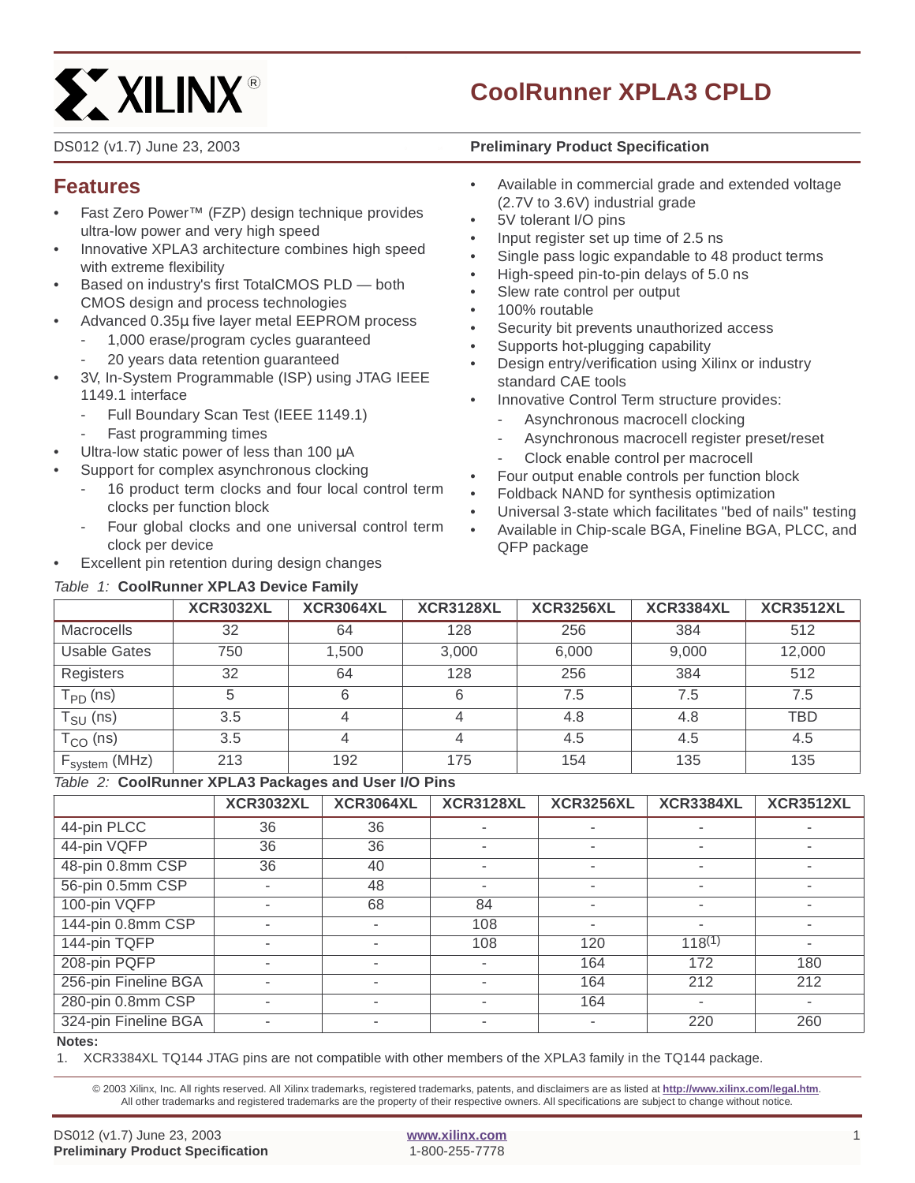# CoolRunner XPLA3 CPLD

DS012 (v1.7) June 23, 2003

**Preliminary Product Specification**

## Features

- Fast Zero Power™ (FZP) design technique provides ultra-low power and very high speed
- Innovative XPLA3 architecture combines high speed with extreme flexibility
- Based on industry's first TotalCMOS PLD — both CMOS design and process technologies
- Advanced 0.35µ five layer metal EEPROM process
  - 1,000 erase/program cycles guaranteed
  - 20 years data retention guaranteed
- 3V, In-System Programmable (ISP) using JTAG IEEE 1149.1 interface
  - Full Boundary Scan Test (IEEE 1149.1)
  - Fast programming times
- Ultra-low static power of less than 100 µA
- Support for complex asynchronous clocking
  - 16 product term clocks and four local control term clocks per function block
  - Four global clocks and one universal control term clock per device
- Excellent pin retention during design changes
- Available in commercial grade and extended voltage (2.7V to 3.6V) industrial grade
- 5V tolerant I/O pins
- Input register set up time of 2.5 ns
- Single pass logic expandable to 48 product terms
- High-speed pin-to-pin delays of 5.0 ns
- Slew rate control per output
- 100% routable
- Security bit prevents unauthorized access
- Supports hot-plugging capability
- Design entry/verification using Xilinx or industry standard CAE tools
- Innovative Control Term structure provides:
  - Asynchronous macrocell clocking
  - Asynchronous macrocell register preset/reset
  - Clock enable control per macrocell
- Four output enable controls per function block
- Foldback NAND for synthesis optimization
- Universal 3-state which facilitates "bed of nails" testing
- Available in Chip-scale BGA, Fineline BGA, PLCC, and QFP package

*Table 1:* **CoolRunner XPLA3 Device Family**

| | XCR3032XL | XCR3064XL | XCR3128XL | XCR3256XL | XCR3384XL | XCR3512XL |
|---|---|---|---|---|---|---|
| Macrocells | 32 | 64 | 128 | 256 | 384 | 512 |
| Usable Gates | 750 | 1,500 | 3,000 | 6,000 | 9,000 | 12,000 |
| Registers | 32 | 64 | 128 | 256 | 384 | 512 |
| $T_{PD}$ (ns) | 5 | 6 | 6 | 7.5 | 7.5 | 7.5 |
| $T_{SU}$ (ns) | 3.5 | 4 | 4 | 4.8 | 4.8 | TBD |
| $T_{CO}$ (ns) | 3.5 | 4 | 4 | 4.5 | 4.5 | 4.5 |
| $F_{system}$ (MHz) | 213 | 192 | 175 | 154 | 135 | 135 |

*Table 2:* **CoolRunner XPLA3 Packages and User I/O Pins**

| | XCR3032XL | XCR3064XL | XCR3128XL | XCR3256XL | XCR3384XL | XCR3512XL |
|---|---|---|---|---|---|---|
| 44-pin PLCC | 36 | 36 | - | - | - | - |
| 44-pin VQFP | 36 | 36 | - | - | - | - |
| 48-pin 0.8mm CSP | 36 | 40 | - | - | - | - |
| 56-pin 0.5mm CSP | - | 48 | - | - | - | - |
| 100-pin VQFP | - | 68 | 84 | - | - | - |
| 144-pin 0.8mm CSP | - | - | 108 | - | - | - |
| 144-pin TQFP | - | - | 108 | 120 | 118(1) | - |
| 208-pin PQFP | - | - | - | 164 | 172 | 180 |
| 256-pin Fineline BGA | - | - | - | 164 | 212 | 212 |
| 280-pin 0.8mm CSP | - | - | - | 164 | - | - |
| 324-pin Fineline BGA | - | - | - | - | 220 | 260 |

**Notes:**

1. XCR3384XL TQ144 JTAG pins are not compatible with other members of the XPLA3 family in the TQ144 package.

© 2003 Xilinx, Inc. All rights reserved. All Xilinx trademarks, registered trademarks, patents, and disclaimers are as listed at **http://www.xilinx.com/legal.htm**. All other trademarks and registered trademarks are the property of their respective owners. All specifications are subject to change without notice.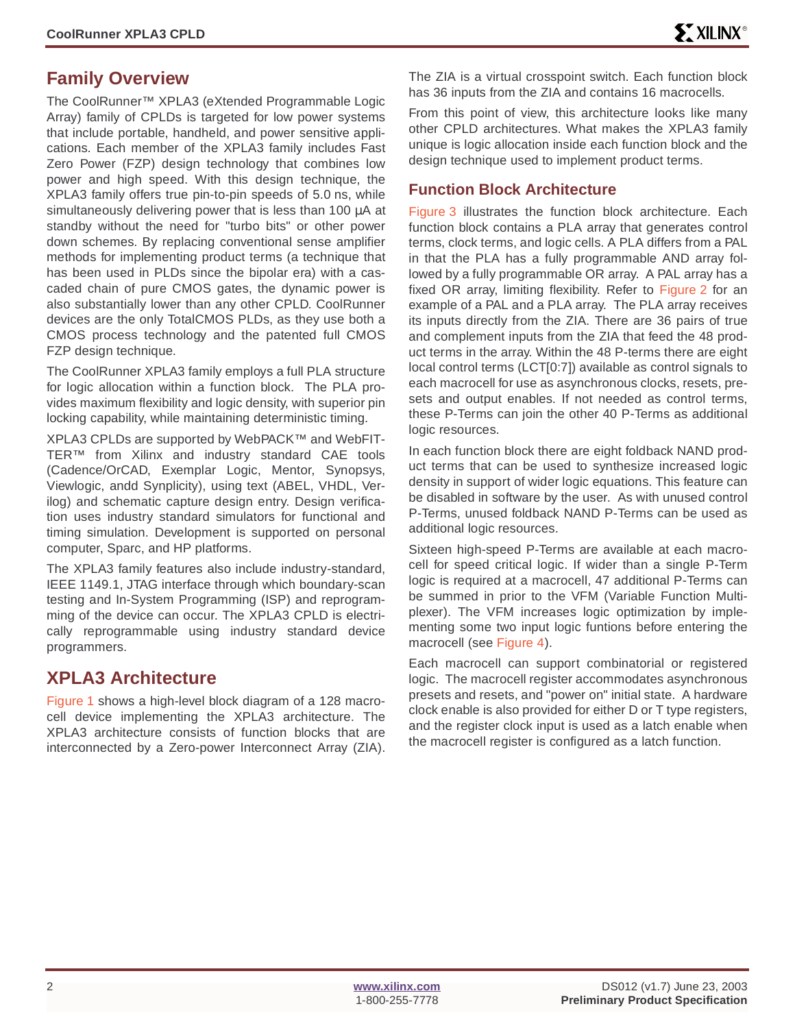## Family Overview

The CoolRunner™ XPLA3 (eXtended Programmable Logic Array) family of CPLDs is targeted for low power systems that include portable, handheld, and power sensitive applications. Each member of the XPLA3 family includes Fast Zero Power (FZP) design technology that combines low power and high speed. With this design technique, the XPLA3 family offers true pin-to-pin speeds of 5.0 ns, while simultaneously delivering power that is less than 100 µA at standby without the need for "turbo bits" or other power down schemes. By replacing conventional sense amplifier methods for implementing product terms (a technique that has been used in PLDs since the bipolar era) with a cascaded chain of pure CMOS gates, the dynamic power is also substantially lower than any other CPLD. CoolRunner devices are the only TotalCMOS PLDs, as they use both a CMOS process technology and the patented full CMOS FZP design technique.

The CoolRunner XPLA3 family employs a full PLA structure for logic allocation within a function block. The PLA provides maximum flexibility and logic density, with superior pin locking capability, while maintaining deterministic timing.

XPLA3 CPLDs are supported by WebPACK™ and WebFITTER™ from Xilinx and industry standard CAE tools (Cadence/OrCAD, Exemplar Logic, Mentor, Synopsys, Viewlogic, andd Synplicity), using text (ABEL, VHDL, Verilog) and schematic capture design entry. Design verification uses industry standard simulators for functional and timing simulation. Development is supported on personal computer, Sparc, and HP platforms.

The XPLA3 family features also include industry-standard, IEEE 1149.1, JTAG interface through which boundary-scan testing and In-System Programming (ISP) and reprogramming of the device can occur. The XPLA3 CPLD is electrically reprogrammable using industry standard device programmers.

## XPLA3 Architecture

Figure 1 shows a high-level block diagram of a 128 macrocell device implementing the XPLA3 architecture. The XPLA3 architecture consists of function blocks that are interconnected by a Zero-power Interconnect Array (ZIA). The ZIA is a virtual crosspoint switch. Each function block has 36 inputs from the ZIA and contains 16 macrocells.

From this point of view, this architecture looks like many other CPLD architectures. What makes the XPLA3 family unique is logic allocation inside each function block and the design technique used to implement product terms.

### Function Block Architecture

Figure 3 illustrates the function block architecture. Each function block contains a PLA array that generates control terms, clock terms, and logic cells. A PLA differs from a PAL in that the PLA has a fully programmable AND array followed by a fully programmable OR array. A PAL array has a fixed OR array, limiting flexibility. Refer to Figure 2 for an example of a PAL and a PLA array. The PLA array receives its inputs directly from the ZIA. There are 36 pairs of true and complement inputs from the ZIA that feed the 48 product terms in the array. Within the 48 P-terms there are eight local control terms (LCT[0:7]) available as control signals to each macrocell for use as asynchronous clocks, resets, presets and output enables. If not needed as control terms, these P-Terms can join the other 40 P-Terms as additional logic resources.

In each function block there are eight foldback NAND product terms that can be used to synthesize increased logic density in support of wider logic equations. This feature can be disabled in software by the user. As with unused control P-Terms, unused foldback NAND P-Terms can be used as additional logic resources.

Sixteen high-speed P-Terms are available at each macrocell for speed critical logic. If wider than a single P-Term logic is required at a macrocell, 47 additional P-Terms can be summed in prior to the VFM (Variable Function Multiplexer). The VFM increases logic optimization by implementing some two input logic funtions before entering the macrocell (see Figure 4).

Each macrocell can support combinatorial or registered logic. The macrocell register accommodates asynchronous presets and resets, and "power on" initial state. A hardware clock enable is also provided for either D or T type registers, and the register clock input is used as a latch enable when the macrocell register is configured as a latch function.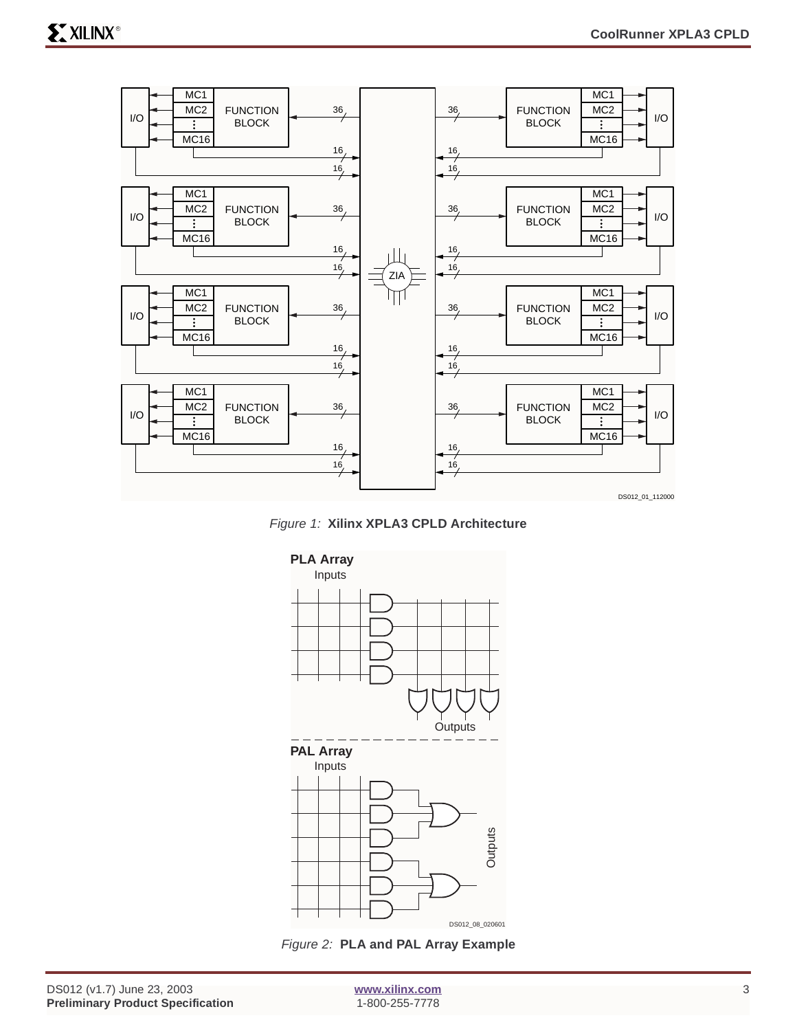Figure 1: **Xilinx XPLA3 CPLD Architecture**

Figure 2: **PLA and PAL Array Example**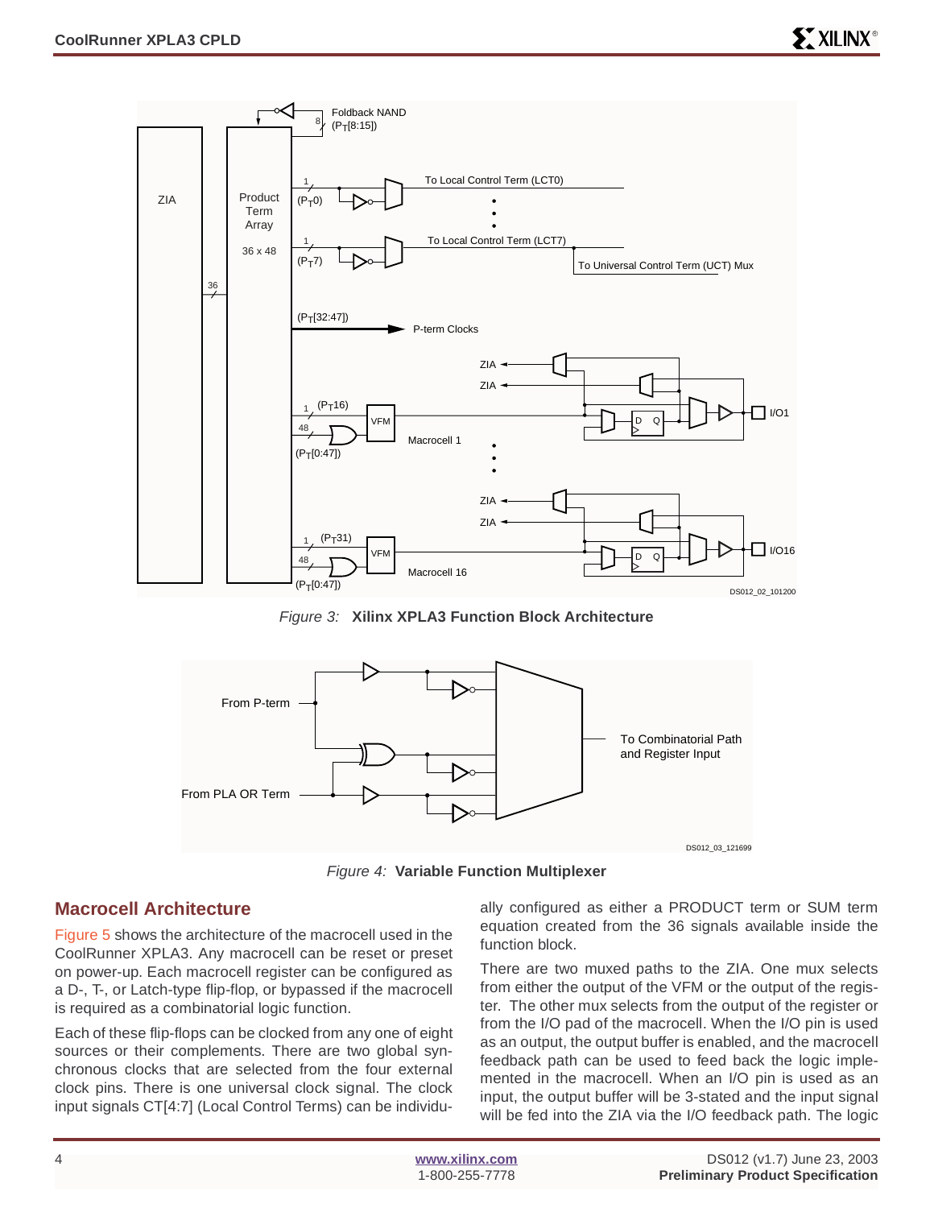Figure 3: **Xilinx XPLA3 Function Block Architecture**

Figure 4: **Variable Function Multiplexer**

## Macrocell Architecture

Figure 5 shows the architecture of the macrocell used in the CoolRunner XPLA3. Any macrocell can be reset or preset on power-up. Each macrocell register can be configured as a D-, T-, or Latch-type flip-flop, or bypassed if the macrocell is required as a combinatorial logic function.

Each of these flip-flops can be clocked from any one of eight sources or their complements. There are two global synchronous clocks that are selected from the four external clock pins. There is one universal clock signal. The clock input signals CT[4:7] (Local Control Terms) can be individually configured as either a PRODUCT term or SUM term equation created from the 36 signals available inside the function block.

There are two muxed paths to the ZIA. One mux selects from either the output of the VFM or the output of the register. The other mux selects from the output of the register or from the I/O pad of the macrocell. When the I/O pin is used as an output, the output buffer is enabled, and the macrocell feedback path can be used to feed back the logic implemented in the macrocell. When an I/O pin is used as an input, the output buffer will be 3-stated and the input signal will be fed into the ZIA via the I/O feedback path. The logic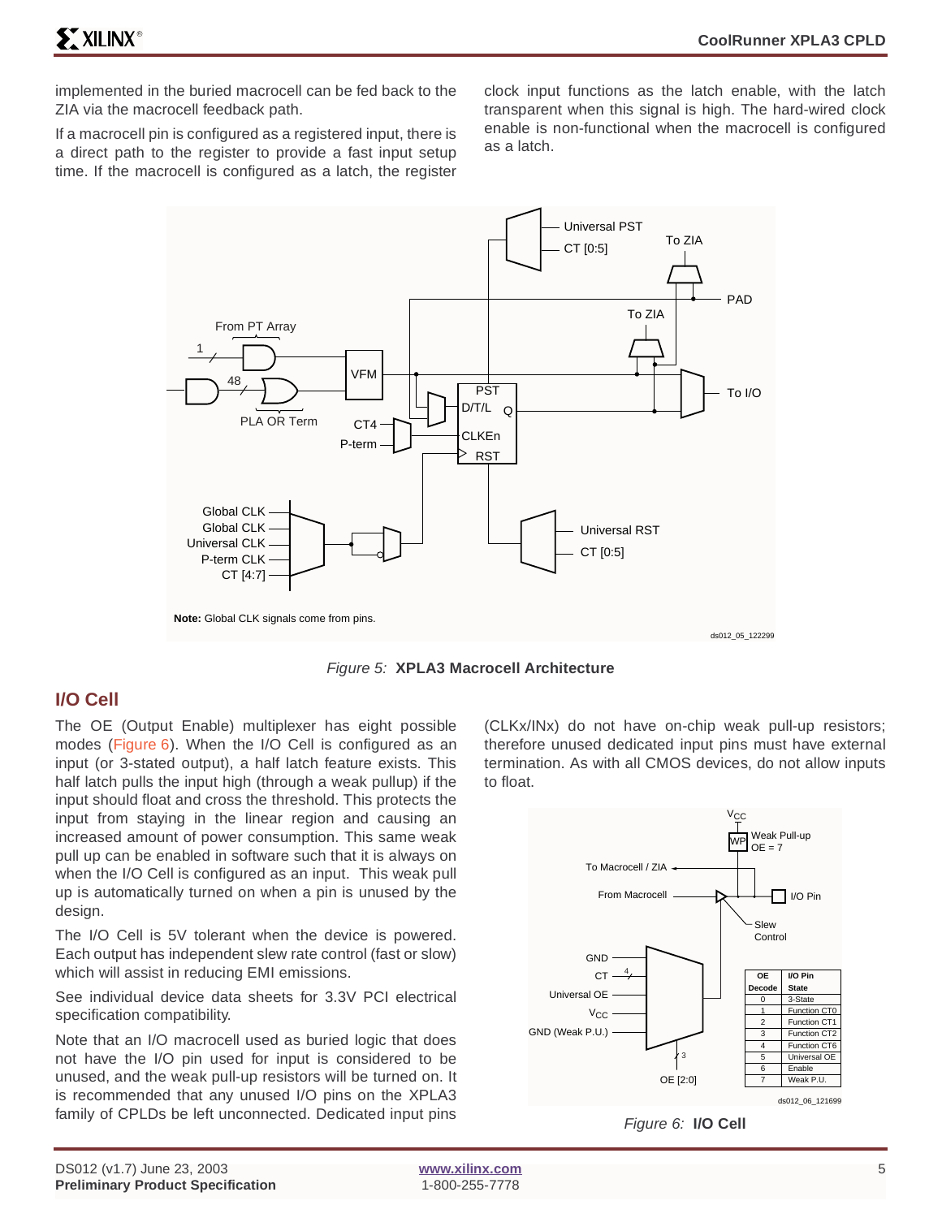implemented in the buried macrocell can be fed back to the ZIA via the macrocell feedback path.

If a macrocell pin is configured as a registered input, there is a direct path to the register to provide a fast input setup time. If the macrocell is configured as a latch, the register clock input functions as the latch enable, with the latch transparent when this signal is high. The hard-wired clock enable is non-functional when the macrocell is configured as a latch.

*Figure 5:* **XPLA3 Macrocell Architecture**

## I/O Cell

The OE (Output Enable) multiplexer has eight possible modes (Figure 6). When the I/O Cell is configured as an input (or 3-stated output), a half latch feature exists. This half latch pulls the input high (through a weak pullup) if the input should float and cross the threshold. This protects the input from staying in the linear region and causing an increased amount of power consumption. This same weak pull up can be enabled in software such that it is always on when the I/O Cell is configured as an input. This weak pull up is automatically turned on when a pin is unused by the design.

The I/O Cell is 5V tolerant when the device is powered. Each output has independent slew rate control (fast or slow) which will assist in reducing EMI emissions.

See individual device data sheets for 3.3V PCI electrical specification compatibility.

Note that an I/O macrocell used as buried logic that does not have the I/O pin used for input is considered to be unused, and the weak pull-up resistors will be turned on. It is recommended that any unused I/O pins on the XPLA3 family of CPLDs be left unconnected. Dedicated input pins (CLKx/INx) do not have on-chip weak pull-up resistors; therefore unused dedicated input pins must have external termination. As with all CMOS devices, do not allow inputs to float.

| OE Decode | I/O Pin State |
|---|---|
| 0 | 3-State |
| 1 | Function CT0 |
| 2 | Function CT1 |
| 3 | Function CT2 |
| 4 | Function CT6 |
| 5 | Universal OE |
| 6 | Enable |
| 7 | Weak P.U. |

*Figure 6:* **I/O Cell**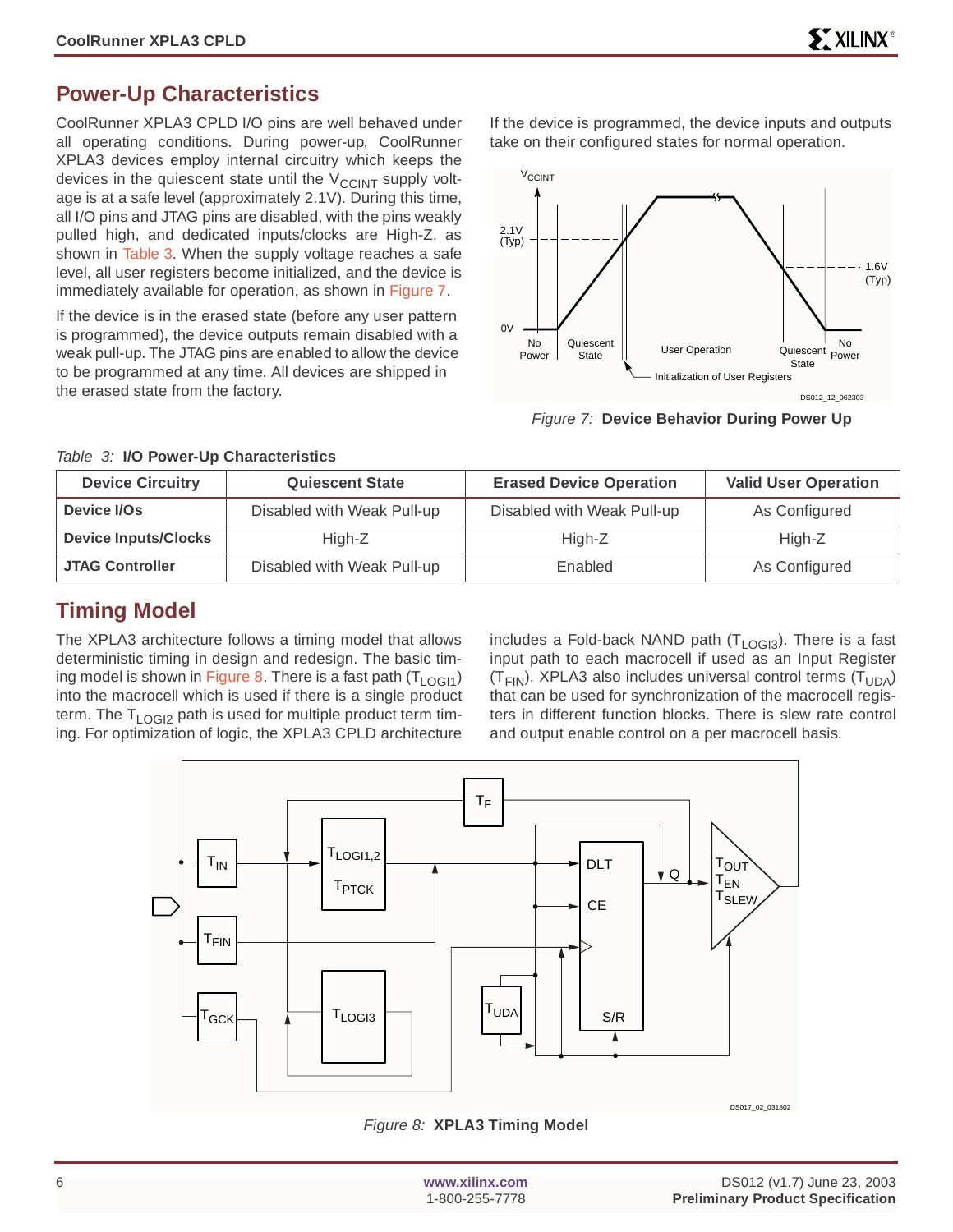## Power-Up Characteristics

CoolRunner XPLA3 CPLD I/O pins are well behaved under all operating conditions. During power-up, CoolRunner XPLA3 devices employ internal circuitry which keeps the devices in the quiescent state until the $V_{CCINT}$ supply voltage is at a safe level (approximately 2.1V). During this time, all I/O pins and JTAG pins are disabled, with the pins weakly pulled high, and dedicated inputs/clocks are High-Z, as shown in Table 3. When the supply voltage reaches a safe level, all user registers become initialized, and the device is immediately available for operation, as shown in Figure 7.

If the device is in the erased state (before any user pattern is programmed), the device outputs remain disabled with a weak pull-up. The JTAG pins are enabled to allow the device to be programmed at any time. All devices are shipped in the erased state from the factory.

If the device is programmed, the device inputs and outputs take on their configured states for normal operation.

*Figure 7:* **Device Behavior During Power Up**

*Table 3:* **I/O Power-Up Characteristics**

| Device Circuitry | Quiescent State | Erased Device Operation | Valid User Operation |
|---|---|---|---|
| **Device I/Os** | Disabled with Weak Pull-up | Disabled with Weak Pull-up | As Configured |
| **Device Inputs/Clocks** | High-Z | High-Z | High-Z |
| **JTAG Controller** | Disabled with Weak Pull-up | Enabled | As Configured |

## Timing Model

The XPLA3 architecture follows a timing model that allows deterministic timing in design and redesign. The basic timing model is shown in Figure 8. There is a fast path ($T_{LOGI1}$) into the macrocell which is used if there is a single product term. The $T_{LOGI2}$ path is used for multiple product term timing. For optimization of logic, the XPLA3 CPLD architecture includes a Fold-back NAND path ($T_{LOGI3}$). There is a fast input path to each macrocell if used as an Input Register ($T_{FIN}$). XPLA3 also includes universal control terms ($T_{UDA}$) that can be used for synchronization of the macrocell registers in different function blocks. There is slew rate control and output enable control on a per macrocell basis.

*Figure 8:* **XPLA3 Timing Model**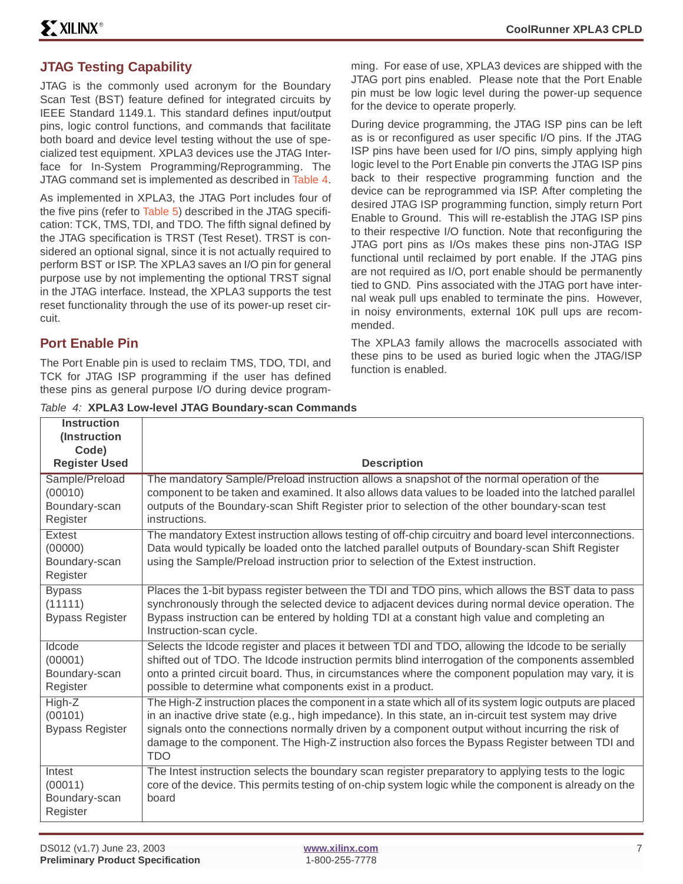## JTAG Testing Capability

JTAG is the commonly used acronym for the Boundary Scan Test (BST) feature defined for integrated circuits by IEEE Standard 1149.1. This standard defines input/output pins, logic control functions, and commands that facilitate both board and device level testing without the use of specialized test equipment. XPLA3 devices use the JTAG Interface for In-System Programming/Reprogramming. The JTAG command set is implemented as described in Table 4.

As implemented in XPLA3, the JTAG Port includes four of the five pins (refer to Table 5) described in the JTAG specification: TCK, TMS, TDI, and TDO. The fifth signal defined by the JTAG specification is TRST (Test Reset). TRST is considered an optional signal, since it is not actually required to perform BST or ISP. The XPLA3 saves an I/O pin for general purpose use by not implementing the optional TRST signal in the JTAG interface. Instead, the XPLA3 supports the test reset functionality through the use of its power-up reset circuit.

## Port Enable Pin

The Port Enable pin is used to reclaim TMS, TDO, TDI, and TCK for JTAG ISP programming if the user has defined these pins as general purpose I/O during device programming. For ease of use, XPLA3 devices are shipped with the JTAG port pins enabled. Please note that the Port Enable pin must be low logic level during the power-up sequence for the device to operate properly.

During device programming, the JTAG ISP pins can be left as is or reconfigured as user specific I/O pins. If the JTAG ISP pins have been used for I/O pins, simply applying high logic level to the Port Enable pin converts the JTAG ISP pins back to their respective programming function and the device can be reprogrammed via ISP. After completing the desired JTAG ISP programming function, simply return Port Enable to Ground. This will re-establish the JTAG ISP pins to their respective I/O function. Note that reconfiguring the JTAG port pins as I/Os makes these pins non-JTAG ISP functional until reclaimed by port enable. If the JTAG pins are not required as I/O, port enable should be permanently tied to GND. Pins associated with the JTAG port have internal weak pull ups enabled to terminate the pins. However, in noisy environments, external 10K pull ups are recommended.

The XPLA3 family allows the macrocells associated with these pins to be used as buried logic when the JTAG/ISP function is enabled.

*Table 4:* **XPLA3 Low-level JTAG Boundary-scan Commands**

| Instruction (Instruction Code) Register Used | Description |
|---|---|
| Sample/Preload (00010) Boundary-scan Register | The mandatory Sample/Preload instruction allows a snapshot of the normal operation of the component to be taken and examined. It also allows data values to be loaded into the latched parallel outputs of the Boundary-scan Shift Register prior to selection of the other boundary-scan test instructions. |
| Extest (00000) Boundary-scan Register | The mandatory Extest instruction allows testing of off-chip circuitry and board level interconnections. Data would typically be loaded onto the latched parallel outputs of Boundary-scan Shift Register using the Sample/Preload instruction prior to selection of the Extest instruction. |
| Bypass (11111) Bypass Register | Places the 1-bit bypass register between the TDI and TDO pins, which allows the BST data to pass synchronously through the selected device to adjacent devices during normal device operation. The Bypass instruction can be entered by holding TDI at a constant high value and completing an Instruction-scan cycle. |
| Idcode (00001) Boundary-scan Register | Selects the Idcode register and places it between TDI and TDO, allowing the Idcode to be serially shifted out of TDO. The Idcode instruction permits blind interrogation of the components assembled onto a printed circuit board. Thus, in circumstances where the component population may vary, it is possible to determine what components exist in a product. |
| High-Z (00101) Bypass Register | The High-Z instruction places the component in a state which all of its system logic outputs are placed in an inactive drive state (e.g., high impedance). In this state, an in-circuit test system may drive signals onto the connections normally driven by a component output without incurring the risk of damage to the component. The High-Z instruction also forces the Bypass Register between TDI and TDO |
| Intest (00011) Boundary-scan Register | The Intest instruction selects the boundary scan register preparatory to applying tests to the logic core of the device. This permits testing of on-chip system logic while the component is already on the board |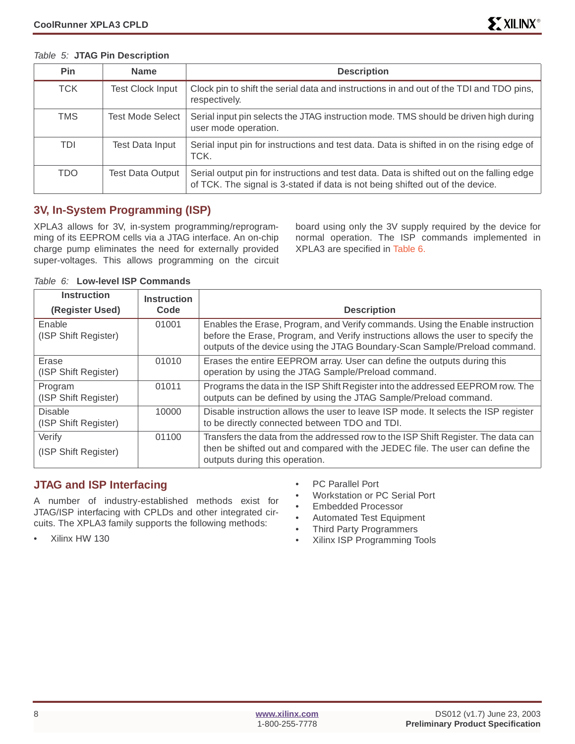*Table 5:* **JTAG Pin Description**

| Pin | Name | Description |
|---|---|---|
| TCK | Test Clock Input | Clock pin to shift the serial data and instructions in and out of the TDI and TDO pins, respectively. |
| TMS | Test Mode Select | Serial input pin selects the JTAG instruction mode. TMS should be driven high during user mode operation. |
| TDI | Test Data Input | Serial input pin for instructions and test data. Data is shifted in on the rising edge of TCK. |
| TDO | Test Data Output | Serial output pin for instructions and test data. Data is shifted out on the falling edge of TCK. The signal is 3-stated if data is not being shifted out of the device. |

## 3V, In-System Programming (ISP)

XPLA3 allows for 3V, in-system programming/reprogramming of its EEPROM cells via a JTAG interface. An on-chip charge pump eliminates the need for externally provided super-voltages. This allows programming on the circuit board using only the 3V supply required by the device for normal operation. The ISP commands implemented in XPLA3 are specified in Table 6.

*Table 6:* **Low-level ISP Commands**

| Instruction (Register Used) | Instruction Code | Description |
|---|---|---|
| Enable (ISP Shift Register) | 01001 | Enables the Erase, Program, and Verify commands. Using the Enable instruction before the Erase, Program, and Verify instructions allows the user to specify the outputs of the device using the JTAG Boundary-Scan Sample/Preload command. |
| Erase (ISP Shift Register) | 01010 | Erases the entire EEPROM array. User can define the outputs during this operation by using the JTAG Sample/Preload command. |
| Program (ISP Shift Register) | 01011 | Programs the data in the ISP Shift Register into the addressed EEPROM row. The outputs can be defined by using the JTAG Sample/Preload command. |
| Disable (ISP Shift Register) | 10000 | Disable instruction allows the user to leave ISP mode. It selects the ISP register to be directly connected between TDO and TDI. |
| Verify (ISP Shift Register) | 01100 | Transfers the data from the addressed row to the ISP Shift Register. The data can then be shifted out and compared with the JEDEC file. The user can define the outputs during this operation. |

## JTAG and ISP Interfacing

A number of industry-established methods exist for JTAG/ISP interfacing with CPLDs and other integrated circuits. The XPLA3 family supports the following methods:

- Xilinx HW 130
- PC Parallel Port
- Workstation or PC Serial Port
- Embedded Processor
- Automated Test Equipment
- Third Party Programmers
- Xilinx ISP Programming Tools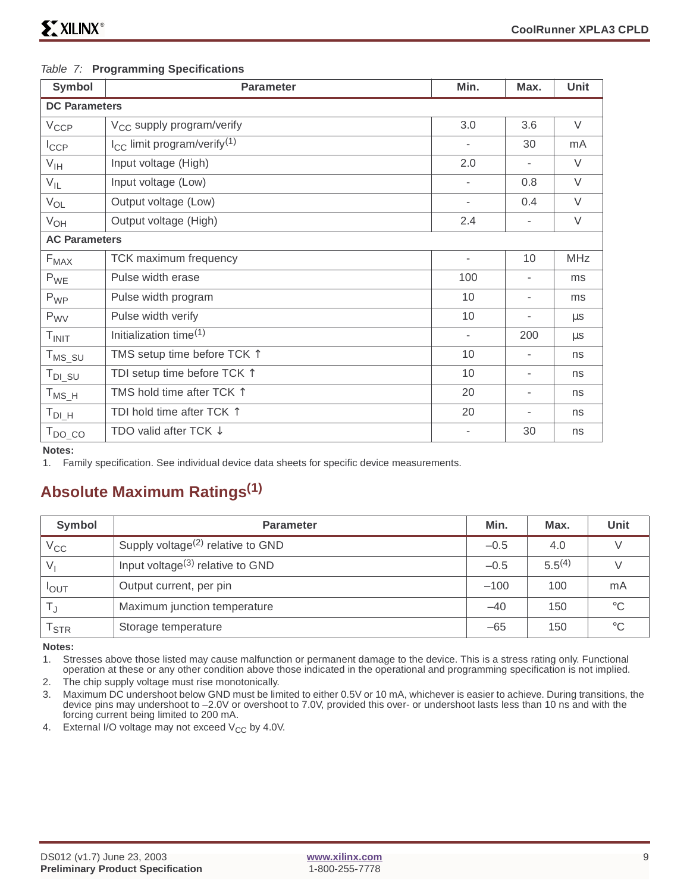*Table 7:* **Programming Specifications**

| Symbol | Parameter | Min. | Max. | Unit |
|---|---|---|---|---|
| **DC Parameters** | | | | |
| $V_{CCP}$ | $V_{CC}$ supply program/verify | 3.0 | 3.6 | V |
| $I_{CCP}$ | $I_{CC}$ limit program/verify[(1)] | - | 30 | mA |
| $V_{IH}$ | Input voltage (High) | 2.0 | - | V |
| $V_{IL}$ | Input voltage (Low) | - | 0.8 | V |
| $V_{OL}$ | Output voltage (Low) | - | 0.4 | V |
| $V_{OH}$ | Output voltage (High) | 2.4 | - | V |
| **AC Parameters** | | | | |
| $F_{MAX}$ | TCK maximum frequency | - | 10 | MHz |
| $P_{WE}$ | Pulse width erase | 100 | - | ms |
| $P_{WP}$ | Pulse width program | 10 | - | ms |
| $P_{WV}$ | Pulse width verify | 10 | - | µs |
| $T_{INIT}$ | Initialization time[(1)] | - | 200 | µs |
| $T_{MS\_SU}$ | TMS setup time before TCK ↑ | 10 | - | ns |
| $T_{DI\_SU}$ | TDI setup time before TCK ↑ | 10 | - | ns |
| $T_{MS\_H}$ | TMS hold time after TCK ↑ | 20 | - | ns |
| $T_{DI\_H}$ | TDI hold time after TCK ↑ | 20 | - | ns |
| $T_{DO\_CO}$ | TDO valid after TCK ↓ | - | 30 | ns |

**Notes:**

1. Family specification. See individual device data sheets for specific device measurements.

## Absolute Maximum Ratings[(1)]

| Symbol | Parameter | Min. | Max. | Unit |
|---|---|---|---|---|
| $V_{CC}$ | Supply voltage[(2)] relative to GND | –0.5 | 4.0 | V |
| $V_I$ | Input voltage[(3)] relative to GND | –0.5 | 5.5[(4)] | V |
| $I_{OUT}$ | Output current, per pin | –100 | 100 | mA |
| $T_J$ | Maximum junction temperature | –40 | 150 | °C |
| $T_{STR}$ | Storage temperature | –65 | 150 | °C |

**Notes:**

1. Stresses above those listed may cause malfunction or permanent damage to the device. This is a stress rating only. Functional operation at these or any other condition above those indicated in the operational and programming specification is not implied.
2. The chip supply voltage must rise monotonically.
3. Maximum DC undershoot below GND must be limited to either 0.5V or 10 mA, whichever is easier to achieve. During transitions, the device pins may undershoot to –2.0V or overshoot to 7.0V, provided this over- or undershoot lasts less than 10 ns and with the forcing current being limited to 200 mA.
4. External I/O voltage may not exceed $V_{CC}$ by 4.0V.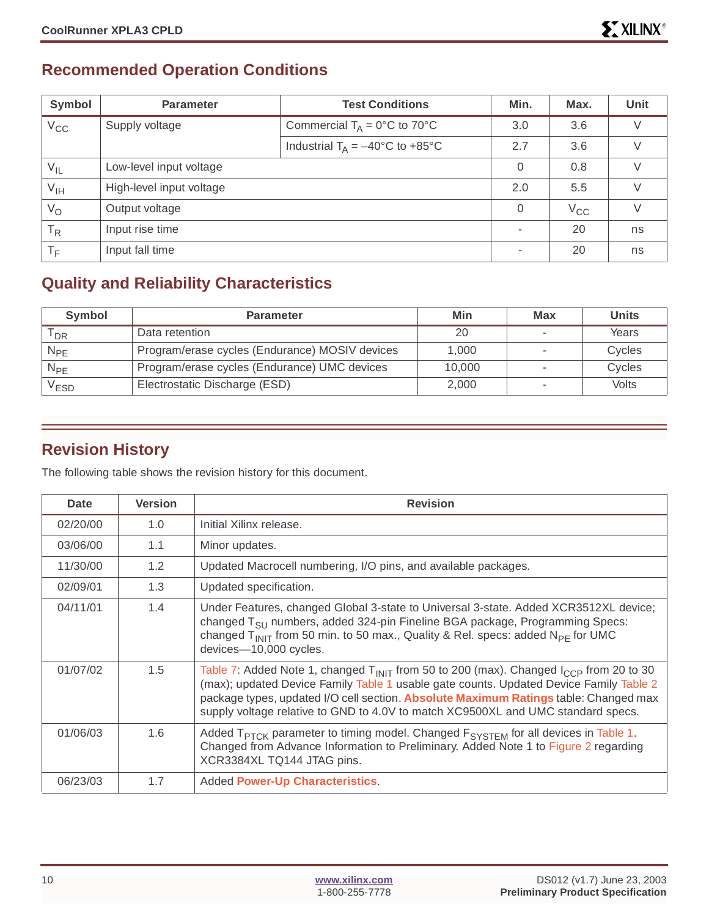## Recommended Operation Conditions

| Symbol | Parameter | Test Conditions | Min. | Max. | Unit |
|---|---|---|---|---|---|
| $V_{CC}$ | Supply voltage | Commercial $T_A$ = 0°C to 70°C | 3.0 | 3.6 | V |
| | | Industrial $T_A$ = –40°C to +85°C | 2.7 | 3.6 | V |
| $V_{IL}$ | Low-level input voltage | | 0 | 0.8 | V |
| $V_{IH}$ | High-level input voltage | | 2.0 | 5.5 | V |
| $V_O$ | Output voltage | | 0 | $V_{CC}$ | V |
| $T_R$ | Input rise time | | - | 20 | ns |
| $T_F$ | Input fall time | | - | 20 | ns |

## Quality and Reliability Characteristics

| Symbol | Parameter | Min | Max | Units |
|---|---|---|---|---|
| $T_{DR}$ | Data retention | 20 | - | Years |
| $N_{PE}$ | Program/erase cycles (Endurance) MOSIV devices | 1,000 | - | Cycles |
| $N_{PE}$ | Program/erase cycles (Endurance) UMC devices | 10,000 | - | Cycles |
| $V_{ESD}$ | Electrostatic Discharge (ESD) | 2,000 | - | Volts |

## Revision History

The following table shows the revision history for this document.

| Date | Version | Revision |
|---|---|---|
| 02/20/00 | 1.0 | Initial Xilinx release. |
| 03/06/00 | 1.1 | Minor updates. |
| 11/30/00 | 1.2 | Updated Macrocell numbering, I/O pins, and available packages. |
| 02/09/01 | 1.3 | Updated specification. |
| 04/11/01 | 1.4 | Under Features, changed Global 3-state to Universal 3-state. Added XCR3512XL device; changed $T_{SU}$ numbers, added 324-pin Fineline BGA package, Programming Specs: changed $T_{INIT}$ from 50 min. to 50 max., Quality & Rel. specs: added $N_{PE}$ for UMC devices—10,000 cycles. |
| 01/07/02 | 1.5 | Table 7: Added Note 1, changed $T_{INIT}$ from 50 to 200 (max). Changed $I_{CCP}$ from 20 to 30 (max); updated Device Family Table 1 usable gate counts. Updated Device Family Table 2 package types, updated I/O cell section. **Absolute Maximum Ratings** table: Changed max supply voltage relative to GND to 4.0V to match XC9500XL and UMC standard specs. |
| 01/06/03 | 1.6 | Added $T_{PTCK}$ parameter to timing model. Changed $F_{SYSTEM}$ for all devices in Table 1. Changed from Advance Information to Preliminary. Added Note 1 to Figure 2 regarding XCR3384XL TQ144 JTAG pins. |
| 06/23/03 | 1.7 | Added **Power-Up Characteristics**. |